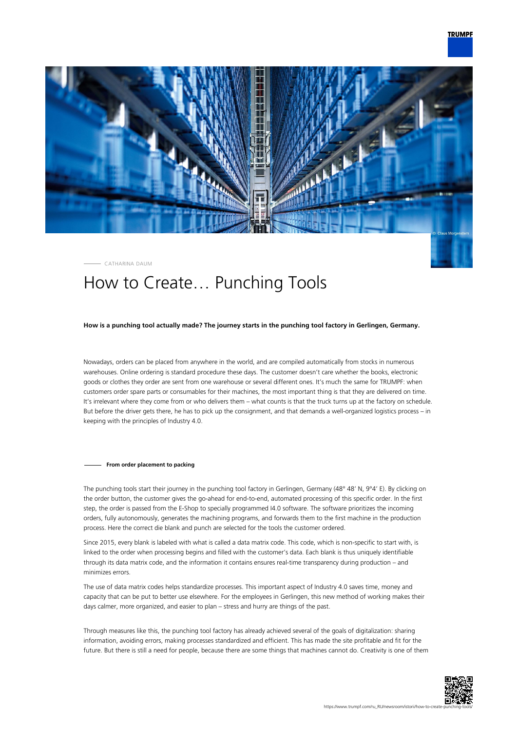CATHARINA DAUM

# How to Create… Punching Tools

**How is a punching tool actually made? The journey starts in the punching tool factory in Gerlingen, Germany.**

Nowadays, orders can be placed from anywhere in the world, and are compiled automatically from stocks in numerous warehouses. Online ordering is standard procedure these days. The customer doesn't care whether the books, electronic goods or clothes they order are sent from one warehouse or several different ones. It's much the same for TRUMPF: when customers order spare parts or consumables for their machines, the most important thing is that they are delivered on time. It's irrelevant where they come from or who delivers them – what counts is that the truck turns up at the factory on schedule. But before the driver gets there, he has to pick up the consignment, and that demands a well-organized logistics process – in keeping with the principles of Industry 4.0.

## From order placement to packing

The punching tools start their journey in the punching tool factory in Gerlingen, Germany (48º 48′ N, 9º4′ E). By clicking on the order button, the customer gives the go-ahead for end-to-end, automated processing of this specific order. In the first step, the order is passed from the E-Shop to specially programmed I4.0 software. The software prioritizes the incoming orders, fully autonomously, generates the machining programs, and forwards them to the first machine in the production process. Here the correct die blank and punch are selected for the tools the customer ordered.

Since 2015, every blank is labeled with what is called a data matrix code. This code, which is non-specific to start with, is linked to the order when processing begins and filled with the customer's data. Each blank is thus uniquely identifiable through its data matrix code, and the information it contains ensures real-time transparency during production – and minimizes errors.

The use of data matrix codes helps standardize processes. This important aspect of Industry 4.0 saves time, money and capacity that can be put to better use elsewhere. For the employees in Gerlingen, this new method of working makes their days calmer, more organized, and easier to plan – stress and hurry are things of the past.

Through measures like this, the punching tool factory has already achieved several of the goals of digitalization: sharing information, avoiding errors, making processes standardized and efficient. This has made the site profitable and fit for the future. But there is still a need for people, because there are some things that machines cannot do. Creativity is one of them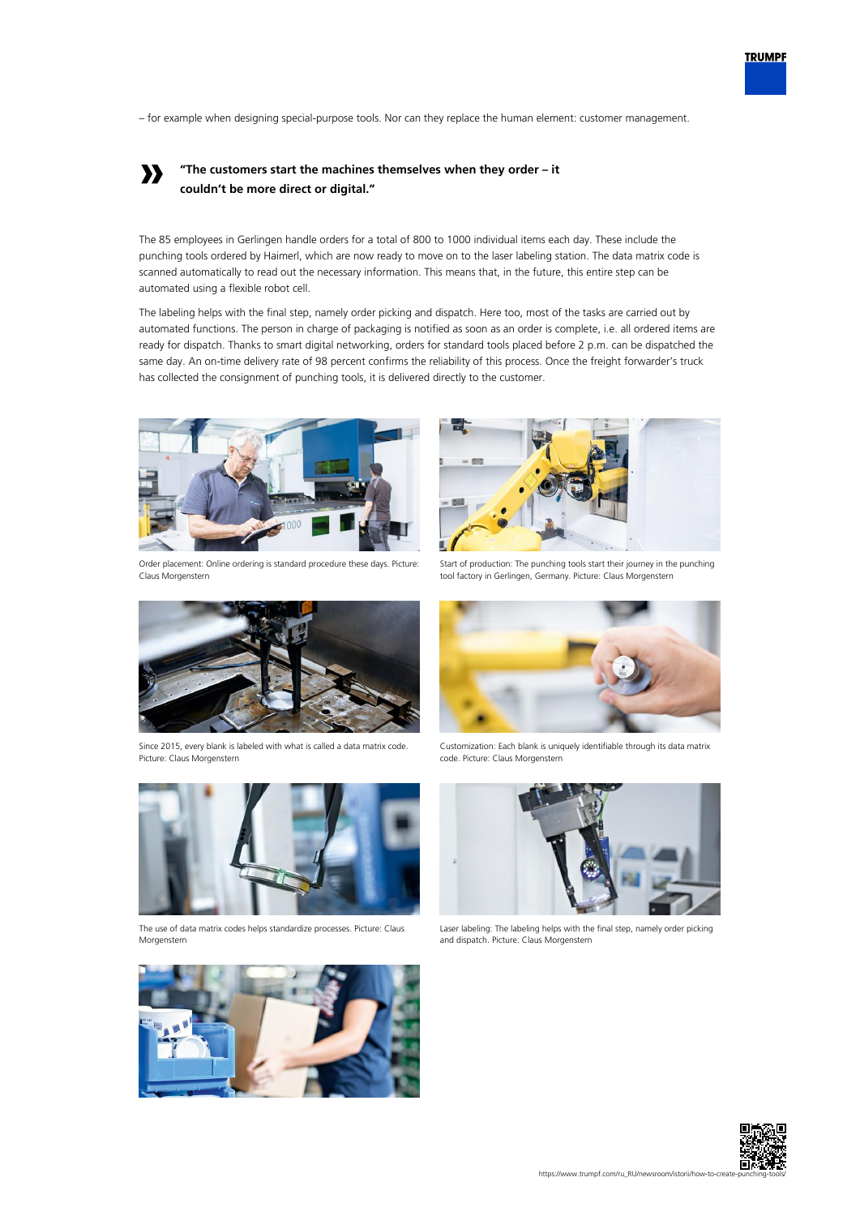– for example when designing special-purpose tools. Nor can they replace the human element: customer management.

> **"The customers start the machines themselves when they order – it couldn't be more direct or digital."**

The 85 employees in Gerlingen handle orders for a total of 800 to 1000 individual items each day. These include the punching tools ordered by Haimerl, which are now ready to move on to the laser labeling station. The data matrix code is scanned automatically to read out the necessary information. This means that, in the future, this entire step can be automated using a flexible robot cell.

The labeling helps with the final step, namely order picking and dispatch. Here too, most of the tasks are carried out by automated functions. The person in charge of packaging is notified as soon as an order is complete, i.e. all ordered items are ready for dispatch. Thanks to smart digital networking, orders for standard tools placed before 2 p.m. can be dispatched the same day. An on-time delivery rate of 98 percent confirms the reliability of this process. Once the freight forwarder's truck has collected the consignment of punching tools, it is delivered directly to the customer.

Order placement: Online ordering is standard procedure these days. Picture: Claus Morgenstern

Start of production: The punching tools start their journey in the punching tool factory in Gerlingen, Germany. Picture: Claus Morgenstern

Since 2015, every blank is labeled with what is called a data matrix code. Picture: Claus Morgenstern

Customization: Each blank is uniquely identifiable through its data matrix code. Picture: Claus Morgenstern

The use of data matrix codes helps standardize processes. Picture: Claus Morgenstern

Laser labeling: The labeling helps with the final step, namely order picking and dispatch. Picture: Claus Morgenstern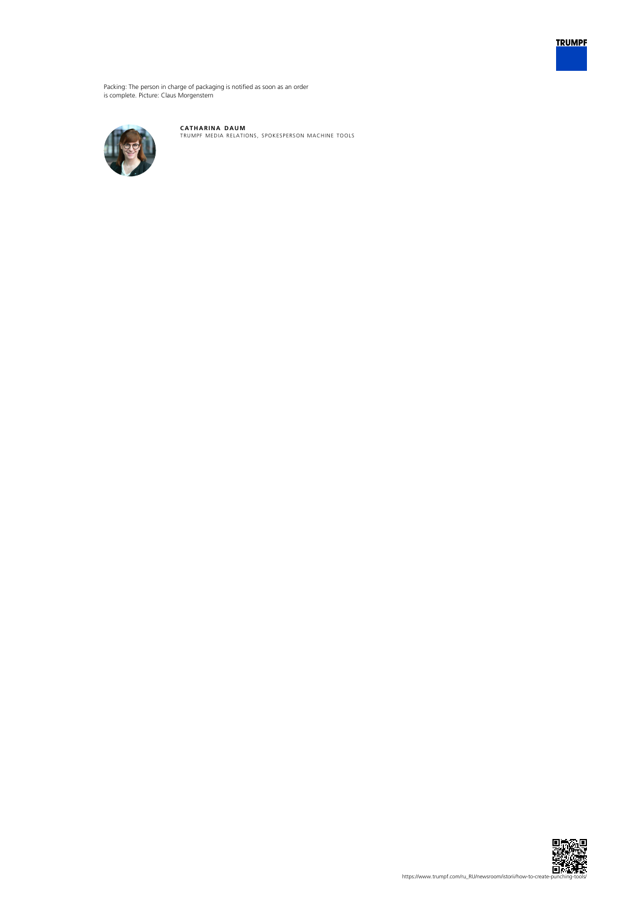Packing: The person in charge of packaging is notified as soon as an order is complete. Picture: Claus Morgenstern

**CATHARINA DAUM**
TRUMPF MEDIA RELATIONS, SPOKESPERSON MACHINE TOOLS